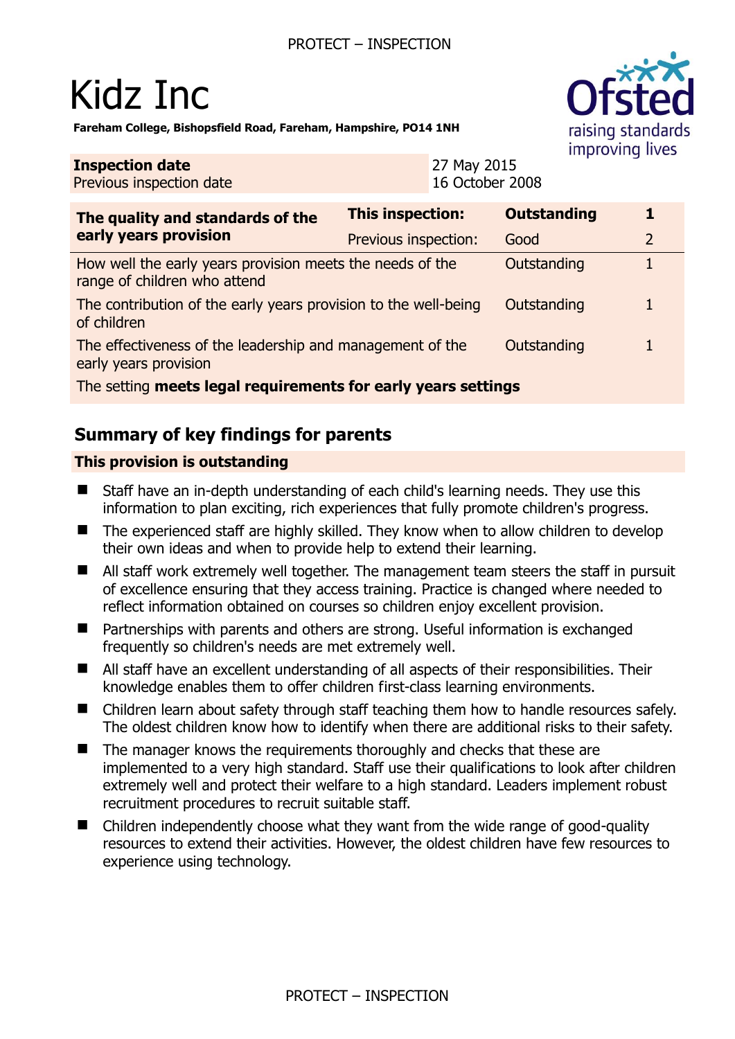# Kidz Inc

**Fareham College, Bishopsfield Road, Fareham, Hampshire, PO14 1NH**

| | |
|---|---|
| **Inspection date** | 27 May 2015 |
| Previous inspection date | 16 October 2008 |

| The quality and standards of the early years provision | | | |
|---|---|---|---|
| **The quality and standards of the early years provision** | **This inspection:** | **Outstanding** | **1** |
| | Previous inspection: | Good | 2 |
| How well the early years provision meets the needs of the range of children who attend | | Outstanding | 1 |
| The contribution of the early years provision to the well-being of children | | Outstanding | 1 |
| The effectiveness of the leadership and management of the early years provision | | Outstanding | 1 |
| The setting **meets legal requirements for early years settings** | | | |

## Summary of key findings for parents

**This provision is outstanding**

- Staff have an in-depth understanding of each child's learning needs. They use this information to plan exciting, rich experiences that fully promote children's progress.
- The experienced staff are highly skilled. They know when to allow children to develop their own ideas and when to provide help to extend their learning.
- All staff work extremely well together. The management team steers the staff in pursuit of excellence ensuring that they access training. Practice is changed where needed to reflect information obtained on courses so children enjoy excellent provision.
- Partnerships with parents and others are strong. Useful information is exchanged frequently so children's needs are met extremely well.
- All staff have an excellent understanding of all aspects of their responsibilities. Their knowledge enables them to offer children first-class learning environments.
- Children learn about safety through staff teaching them how to handle resources safely. The oldest children know how to identify when there are additional risks to their safety.
- The manager knows the requirements thoroughly and checks that these are implemented to a very high standard. Staff use their qualifications to look after children extremely well and protect their welfare to a high standard. Leaders implement robust recruitment procedures to recruit suitable staff.
- Children independently choose what they want from the wide range of good-quality resources to extend their activities. However, the oldest children have few resources to experience using technology.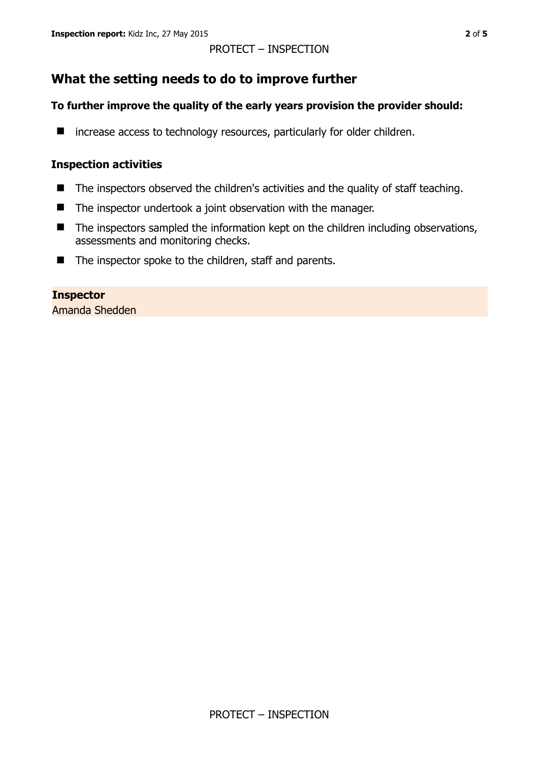## What the setting needs to do to improve further

### To further improve the quality of the early years provision the provider should:

- increase access to technology resources, particularly for older children.

### Inspection activities

- The inspectors observed the children's activities and the quality of staff teaching.
- The inspector undertook a joint observation with the manager.
- The inspectors sampled the information kept on the children including observations, assessments and monitoring checks.
- The inspector spoke to the children, staff and parents.

**Inspector**
Amanda Shedden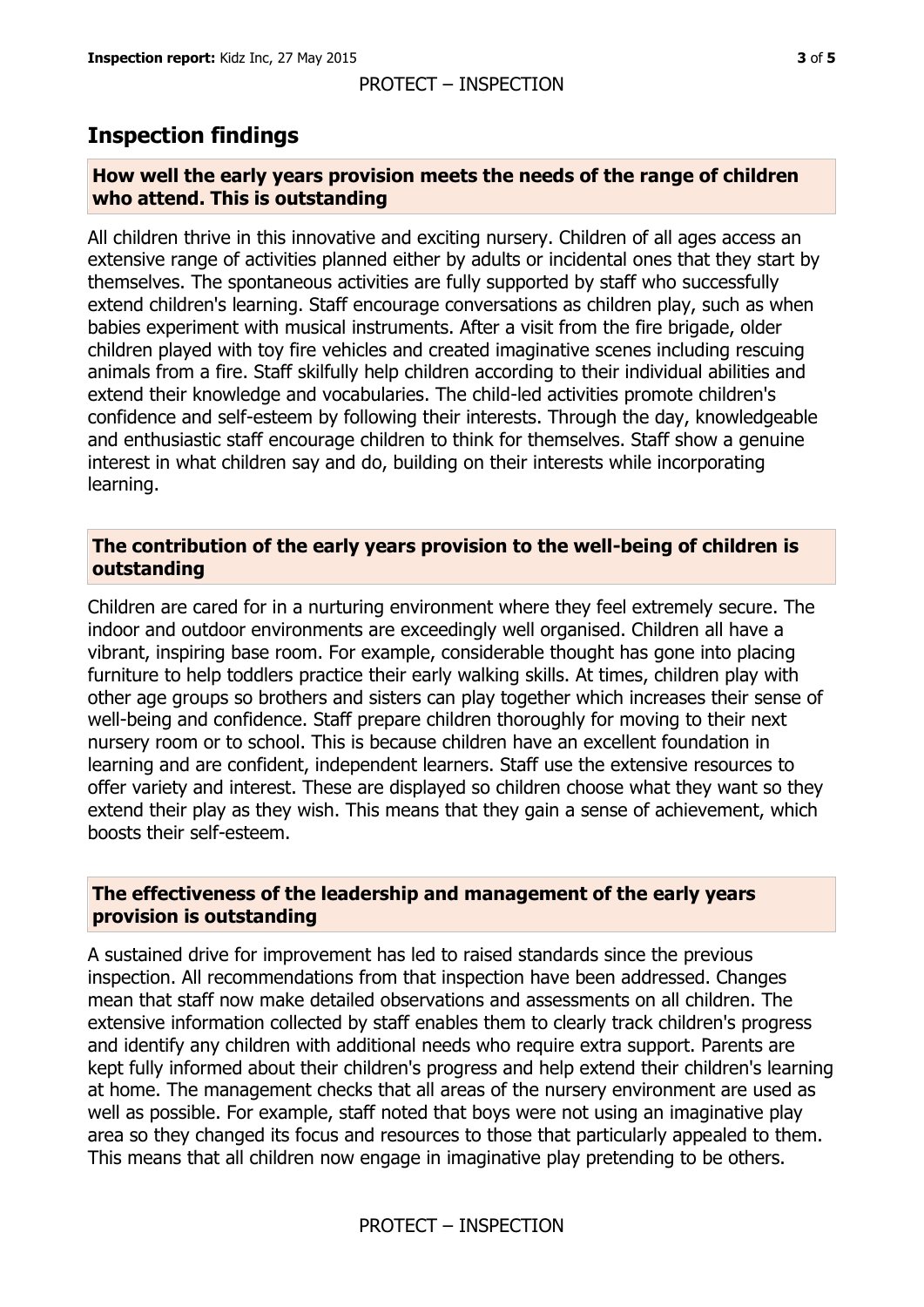## Inspection findings

### How well the early years provision meets the needs of the range of children who attend. This is outstanding

All children thrive in this innovative and exciting nursery. Children of all ages access an extensive range of activities planned either by adults or incidental ones that they start by themselves. The spontaneous activities are fully supported by staff who successfully extend children's learning. Staff encourage conversations as children play, such as when babies experiment with musical instruments. After a visit from the fire brigade, older children played with toy fire vehicles and created imaginative scenes including rescuing animals from a fire. Staff skilfully help children according to their individual abilities and extend their knowledge and vocabularies. The child-led activities promote children's confidence and self-esteem by following their interests. Through the day, knowledgeable and enthusiastic staff encourage children to think for themselves. Staff show a genuine interest in what children say and do, building on their interests while incorporating learning.

### The contribution of the early years provision to the well-being of children is outstanding

Children are cared for in a nurturing environment where they feel extremely secure. The indoor and outdoor environments are exceedingly well organised. Children all have a vibrant, inspiring base room. For example, considerable thought has gone into placing furniture to help toddlers practice their early walking skills. At times, children play with other age groups so brothers and sisters can play together which increases their sense of well-being and confidence. Staff prepare children thoroughly for moving to their next nursery room or to school. This is because children have an excellent foundation in learning and are confident, independent learners. Staff use the extensive resources to offer variety and interest. These are displayed so children choose what they want so they extend their play as they wish. This means that they gain a sense of achievement, which boosts their self-esteem.

### The effectiveness of the leadership and management of the early years provision is outstanding

A sustained drive for improvement has led to raised standards since the previous inspection. All recommendations from that inspection have been addressed. Changes mean that staff now make detailed observations and assessments on all children. The extensive information collected by staff enables them to clearly track children's progress and identify any children with additional needs who require extra support. Parents are kept fully informed about their children's progress and help extend their children's learning at home. The management checks that all areas of the nursery environment are used as well as possible. For example, staff noted that boys were not using an imaginative play area so they changed its focus and resources to those that particularly appealed to them. This means that all children now engage in imaginative play pretending to be others.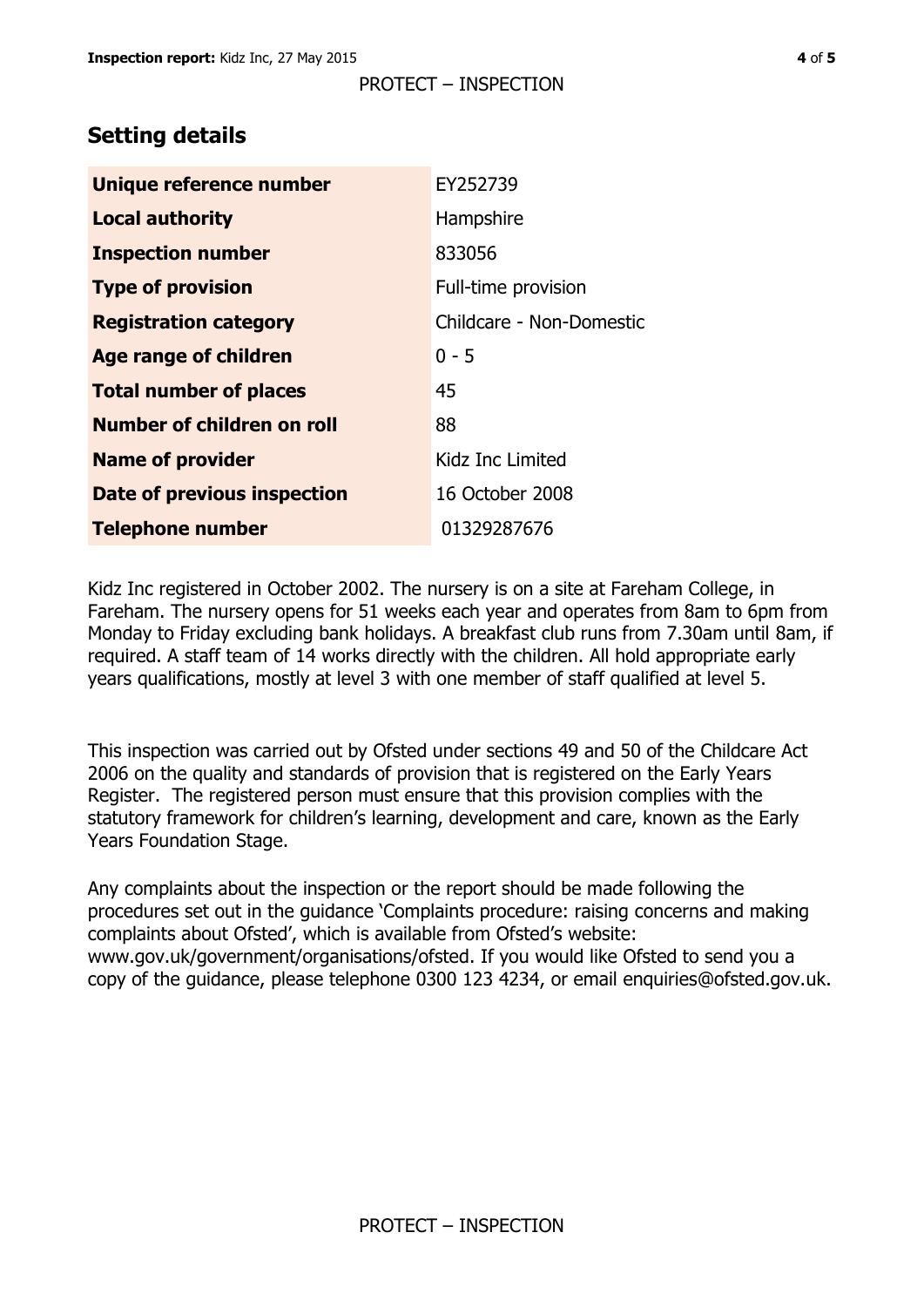## Setting details

| | |
|---|---|
| **Unique reference number** | EY252739 |
| **Local authority** | Hampshire |
| **Inspection number** | 833056 |
| **Type of provision** | Full-time provision |
| **Registration category** | Childcare - Non-Domestic |
| **Age range of children** | 0 - 5 |
| **Total number of places** | 45 |
| **Number of children on roll** | 88 |
| **Name of provider** | Kidz Inc Limited |
| **Date of previous inspection** | 16 October 2008 |
| **Telephone number** | 01329287676 |

Kidz Inc registered in October 2002. The nursery is on a site at Fareham College, in Fareham. The nursery opens for 51 weeks each year and operates from 8am to 6pm from Monday to Friday excluding bank holidays. A breakfast club runs from 7.30am until 8am, if required. A staff team of 14 works directly with the children. All hold appropriate early years qualifications, mostly at level 3 with one member of staff qualified at level 5.

This inspection was carried out by Ofsted under sections 49 and 50 of the Childcare Act 2006 on the quality and standards of provision that is registered on the Early Years Register. The registered person must ensure that this provision complies with the statutory framework for children's learning, development and care, known as the Early Years Foundation Stage.

Any complaints about the inspection or the report should be made following the procedures set out in the guidance 'Complaints procedure: raising concerns and making complaints about Ofsted', which is available from Ofsted's website: www.gov.uk/government/organisations/ofsted. If you would like Ofsted to send you a copy of the guidance, please telephone 0300 123 4234, or email enquiries@ofsted.gov.uk.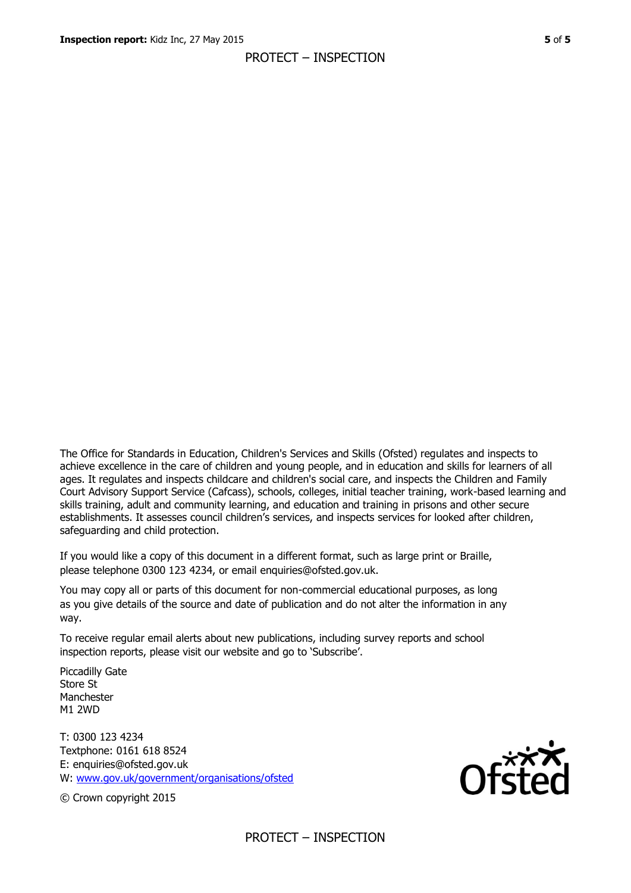The Office for Standards in Education, Children's Services and Skills (Ofsted) regulates and inspects to achieve excellence in the care of children and young people, and in education and skills for learners of all ages. It regulates and inspects childcare and children's social care, and inspects the Children and Family Court Advisory Support Service (Cafcass), schools, colleges, initial teacher training, work-based learning and skills training, adult and community learning, and education and training in prisons and other secure establishments. It assesses council children's services, and inspects services for looked after children, safeguarding and child protection.

If you would like a copy of this document in a different format, such as large print or Braille, please telephone 0300 123 4234, or email enquiries@ofsted.gov.uk.

You may copy all or parts of this document for non-commercial educational purposes, as long as you give details of the source and date of publication and do not alter the information in any way.

To receive regular email alerts about new publications, including survey reports and school inspection reports, please visit our website and go to 'Subscribe'.

Piccadilly Gate
Store St
Manchester
M1 2WD

T: 0300 123 4234
Textphone: 0161 618 8524
E: enquiries@ofsted.gov.uk
W: www.gov.uk/government/organisations/ofsted

© Crown copyright 2015